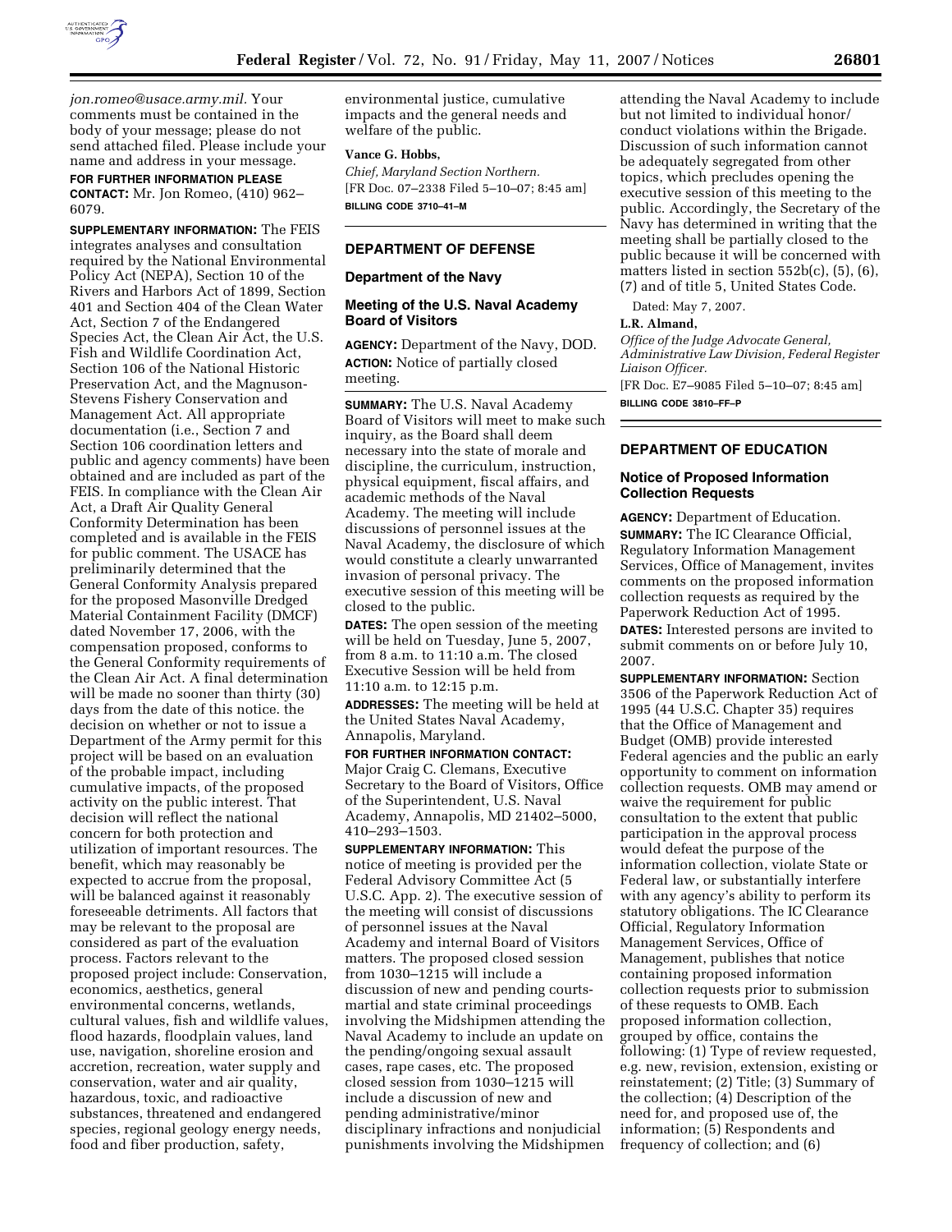*jon.romeo@usace.army.mil*. Your comments must be contained in the body of your message; please do not send attached filed. Please include your name and address in your message.

**FOR FURTHER INFORMATION PLEASE CONTACT:** Mr. Jon Romeo, (410) 962–6079.

**SUPPLEMENTARY INFORMATION:** The FEIS integrates analyses and consultation required by the National Environmental Policy Act (NEPA), Section 10 of the Rivers and Harbors Act of 1899, Section 401 and Section 404 of the Clean Water Act, Section 7 of the Endangered Species Act, the Clean Air Act, the U.S. Fish and Wildlife Coordination Act, Section 106 of the National Historic Preservation Act, and the Magnuson-Stevens Fishery Conservation and Management Act. All appropriate documentation (i.e., Section 7 and Section 106 coordination letters and public and agency comments) have been obtained and are included as part of the FEIS. In compliance with the Clean Air Act, a Draft Air Quality General Conformity Determination has been completed and is available in the FEIS for public comment. The USACE has preliminarily determined that the General Conformity Analysis prepared for the proposed Masonville Dredged Material Containment Facility (DMCF) dated November 17, 2006, with the compensation proposed, conforms to the General Conformity requirements of the Clean Air Act. A final determination will be made no sooner than thirty (30) days from the date of this notice. the decision on whether or not to issue a Department of the Army permit for this project will be based on an evaluation of the probable impact, including cumulative impacts, of the proposed activity on the public interest. That decision will reflect the national concern for both protection and utilization of important resources. The benefit, which may reasonably be expected to accrue from the proposal, will be balanced against it reasonably foreseeable detriments. All factors that may be relevant to the proposal are considered as part of the evaluation process. Factors relevant to the proposed project include: Conservation, economics, aesthetics, general environmental concerns, wetlands, cultural values, fish and wildlife values, flood hazards, floodplain values, land use, navigation, shoreline erosion and accretion, recreation, water supply and conservation, water and air quality, hazardous, toxic, and radioactive substances, threatened and endangered species, regional geology energy needs, food and fiber production, safety, environmental justice, cumulative impacts and the general needs and welfare of the public.

**Vance G. Hobbs,**

*Chief, Maryland Section Northern.*

[FR Doc. 07–2338 Filed 5–10–07; 8:45 am]

**BILLING CODE 3710–41–M**

## DEPARTMENT OF DEFENSE

### Department of the Navy

### Meeting of the U.S. Naval Academy Board of Visitors

**AGENCY:** Department of the Navy, DOD.

**ACTION:** Notice of partially closed meeting.

**SUMMARY:** The U.S. Naval Academy Board of Visitors will meet to make such inquiry, as the Board shall deem necessary into the state of morale and discipline, the curriculum, instruction, physical equipment, fiscal affairs, and academic methods of the Naval Academy. The meeting will include discussions of personnel issues at the Naval Academy, the disclosure of which would constitute a clearly unwarranted invasion of personal privacy. The executive session of this meeting will be closed to the public.

**DATES:** The open session of the meeting will be held on Tuesday, June 5, 2007, from 8 a.m. to 11:10 a.m. The closed Executive Session will be held from 11:10 a.m. to 12:15 p.m.

**ADDRESSES:** The meeting will be held at the United States Naval Academy, Annapolis, Maryland.

**FOR FURTHER INFORMATION CONTACT:** Major Craig C. Clemans, Executive Secretary to the Board of Visitors, Office of the Superintendent, U.S. Naval Academy, Annapolis, MD 21402–5000, 410–293–1503.

**SUPPLEMENTARY INFORMATION:** This notice of meeting is provided per the Federal Advisory Committee Act (5 U.S.C. App. 2). The executive session of the meeting will consist of discussions of personnel issues at the Naval Academy and internal Board of Visitors matters. The proposed closed session from 1030–1215 will include a discussion of new and pending courts-martial and state criminal proceedings involving the Midshipmen attending the Naval Academy to include an update on the pending/ongoing sexual assault cases, rape cases, etc. The proposed closed session from 1030–1215 will include a discussion of new and pending administrative/minor disciplinary infractions and nonjudicial punishments involving the Midshipmen attending the Naval Academy to include but not limited to individual honor/conduct violations within the Brigade. Discussion of such information cannot be adequately segregated from other topics, which precludes opening the executive session of this meeting to the public. Accordingly, the Secretary of the Navy has determined in writing that the meeting shall be partially closed to the public because it will be concerned with matters listed in section 552b(c), (5), (6), (7) and of title 5, United States Code.

Dated: May 7, 2007.

**L.R. Almand,**

*Office of the Judge Advocate General, Administrative Law Division, Federal Register Liaison Officer.*

[FR Doc. E7–9085 Filed 5–10–07; 8:45 am]

**BILLING CODE 3810–FF–P**

## DEPARTMENT OF EDUCATION

### Notice of Proposed Information Collection Requests

**AGENCY:** Department of Education.

**SUMMARY:** The IC Clearance Official, Regulatory Information Management Services, Office of Management, invites comments on the proposed information collection requests as required by the Paperwork Reduction Act of 1995.

**DATES:** Interested persons are invited to submit comments on or before July 10, 2007.

**SUPPLEMENTARY INFORMATION:** Section 3506 of the Paperwork Reduction Act of 1995 (44 U.S.C. Chapter 35) requires that the Office of Management and Budget (OMB) provide interested Federal agencies and the public an early opportunity to comment on information collection requests. OMB may amend or waive the requirement for public consultation to the extent that public participation in the approval process would defeat the purpose of the information collection, violate State or Federal law, or substantially interfere with any agency's ability to perform its statutory obligations. The IC Clearance Official, Regulatory Information Management Services, Office of Management, publishes that notice containing proposed information collection requests prior to submission of these requests to OMB. Each proposed information collection, grouped by office, contains the following: (1) Type of review requested, e.g. new, revision, extension, existing or reinstatement; (2) Title; (3) Summary of the collection; (4) Description of the need for, and proposed use of, the information; (5) Respondents and frequency of collection; and (6)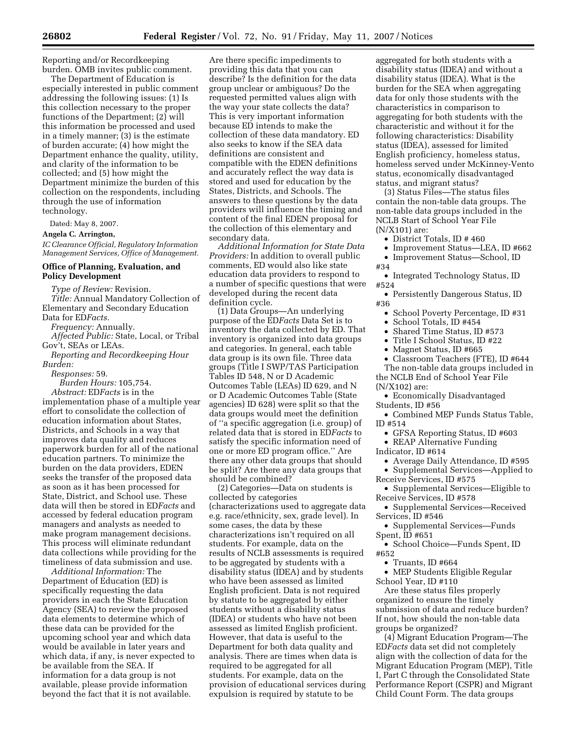Reporting and/or Recordkeeping burden. OMB invites public comment.

The Department of Education is especially interested in public comment addressing the following issues: (1) Is this collection necessary to the proper functions of the Department; (2) will this information be processed and used in a timely manner; (3) is the estimate of burden accurate; (4) how might the Department enhance the quality, utility, and clarity of the information to be collected; and (5) how might the Department minimize the burden of this collection on the respondents, including through the use of information technology.

Dated: May 8, 2007.

**Angela C. Arrington,**

*IC Clearance Official, Regulatory Information Management Services, Office of Management.*

## Office of Planning, Evaluation, and Policy Development

*Type of Review:* Revision.

*Title:* Annual Mandatory Collection of Elementary and Secondary Education Data for ED*Facts.*

*Frequency:* Annually.

*Affected Public:* State, Local, or Tribal Gov't, SEAs or LEAs.

*Reporting and Recordkeeping Hour Burden:*

*Responses:* 59.

*Burden Hours:* 105,754.

*Abstract:* ED*Facts* is in the implementation phase of a multiple year effort to consolidate the collection of education information about States, Districts, and Schools in a way that improves data quality and reduces paperwork burden for all of the national education partners. To minimize the burden on the data providers, EDEN seeks the transfer of the proposed data as soon as it has been processed for State, District, and School use. These data will then be stored in ED*Facts* and accessed by federal education program managers and analysts as needed to make program management decisions. This process will eliminate redundant data collections while providing for the timeliness of data submission and use.

*Additional Information:* The Department of Education (ED) is specifically requesting the data providers in each the State Education Agency (SEA) to review the proposed data elements to determine which of these data can be provided for the upcoming school year and which data would be available in later years and which data, if any, is never expected to be available from the SEA. If information for a data group is not available, please provide information beyond the fact that it is not available. Are there specific impediments to providing this data that you can describe? Is the definition for the data group unclear or ambiguous? Do the requested permitted values align with the way your state collects the data? This is very important information because ED intends to make the collection of these data mandatory. ED also seeks to know if the SEA data definitions are consistent and compatible with the EDEN definitions and accurately reflect the way data is stored and used for education by the States, Districts, and Schools. The answers to these questions by the data providers will influence the timing and content of the final EDEN proposal for the collection of this elementary and secondary data.

*Additional Information for State Data Providers:* In addition to overall public comments, ED would also like state education data providers to respond to a number of specific questions that were developed during the recent data definition cycle.

(1) Data Groups—An underlying purpose of the ED*Facts* Data Set is to inventory the data collected by ED. That inventory is organized into data groups and categories. In general, each table data group is its own file. Three data groups (Title I SWP/TAS Participation Tables ID 548, N or D Academic Outcomes Table (LEAs) ID 629, and N or D Academic Outcomes Table (State agencies) ID 628) were split so that the data groups would meet the definition of ''a specific aggregation (i.e. group) of related data that is stored in ED*Facts* to satisfy the specific information need of one or more ED program office.'' Are there any other data groups that should be split? Are there any data groups that should be combined?

(2) Categories—Data on students is collected by categories (characterizations used to aggregate data e.g. race/ethnicity, sex, grade level). In some cases, the data by these characterizations isn't required on all students. For example, data on the results of NCLB assessments is required to be aggregated by students with a disability status (IDEA) and by students who have been assessed as limited English proficient. Data is not required by statute to be aggregated by either students without a disability status (IDEA) or students who have not been assessed as limited English proficient. However, that data is useful to the Department for both data quality and analysis. There are times when data is required to be aggregated for all students. For example, data on the provision of educational services during expulsion is required by statute to be aggregated for both students with a disability status (IDEA) and without a disability status (IDEA). What is the burden for the SEA when aggregating data for only those students with the characteristics in comparison to aggregating for both students with the characteristic and without it for the following characteristics: Disability status (IDEA), assessed for limited English proficiency, homeless status, homeless served under McKinney-Vento status, economically disadvantaged status, and migrant status?

(3) Status Files—The status files contain the non-table data groups. The non-table data groups included in the NCLB Start of School Year File (N/X101) are:

- District Totals, ID # 460
- Improvement Status—LEA, ID #662
- Improvement Status—School, ID #34
- Integrated Technology Status, ID #524
- Persistently Dangerous Status, ID #36
- School Poverty Percentage, ID #31
- School Totals, ID #454
- Shared Time Status, ID #573
- Title I School Status, ID #22
- Magnet Status, ID #665
- Classroom Teachers (FTE), ID #644

The non-table data groups included in the NCLB End of School Year File (N/X102) are:

- Economically Disadvantaged Students, ID #56
- Combined MEP Funds Status Table, ID #514
- GFSA Reporting Status, ID #603
- REAP Alternative Funding Indicator, ID #614
- Average Daily Attendance, ID #595
- Supplemental Services—Applied to Receive Services, ID #575
- Supplemental Services—Eligible to Receive Services, ID #578
- Supplemental Services—Received Services, ID #546
- Supplemental Services—Funds Spent, ID #651
- School Choice—Funds Spent, ID #652
- Truants, ID #664
- MEP Students Eligible Regular School Year, ID #110

Are these status files properly organized to ensure the timely submission of data and reduce burden? If not, how should the non-table data groups be organized?

(4) Migrant Education Program—The ED*Facts* data set did not completely align with the collection of data for the Migrant Education Program (MEP), Title I, Part C through the Consolidated State Performance Report (CSPR) and Migrant Child Count Form. The data groups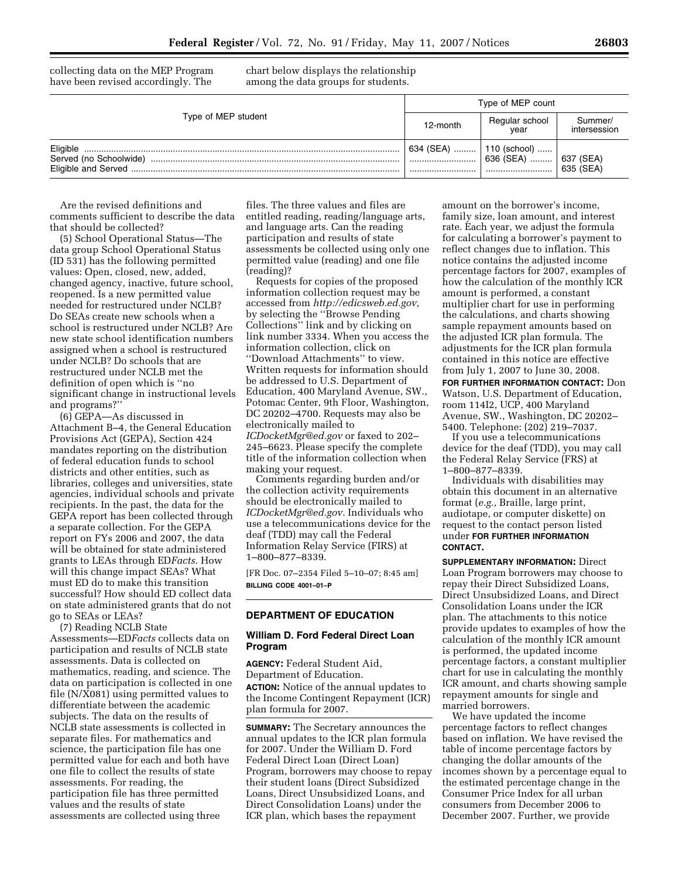collecting data on the MEP Program have been revised accordingly. The chart below displays the relationship among the data groups for students.

| Type of MEP student | Type of MEP count | | |
|---|---|---|---|
| | 12-month | Regular school year | Summer/ intersession |
| Eligible | 634 (SEA) | 110 (school) | |
| Served (no Schoolwide) | | 636 (SEA) | 637 (SEA) |
| Eligible and Served | | | 635 (SEA) |

Are the revised definitions and comments sufficient to describe the data that should be collected?

(5) School Operational Status—The data group School Operational Status (ID 531) has the following permitted values: Open, closed, new, added, changed agency, inactive, future school, reopened. Is a new permitted value needed for restructured under NCLB? Do SEAs create new schools when a school is restructured under NCLB? Are new state school identification numbers assigned when a school is restructured under NCLB? Do schools that are restructured under NCLB met the definition of open which is ''no significant change in instructional levels and programs?''

(6) GEPA—As discussed in Attachment B–4, the General Education Provisions Act (GEPA), Section 424 mandates reporting on the distribution of federal education funds to school districts and other entities, such as libraries, colleges and universities, state agencies, individual schools and private recipients. In the past, the data for the GEPA report has been collected through a separate collection. For the GEPA report on FYs 2006 and 2007, the data will be obtained for state administered grants to LEAs through ED*Facts*. How will this change impact SEAs? What must ED do to make this transition successful? How should ED collect data on state administered grants that do not go to SEAs or LEAs?

(7) Reading NCLB State Assessments—ED*Facts* collects data on participation and results of NCLB state assessments. Data is collected on mathematics, reading, and science. The data on participation is collected in one file (N/X081) using permitted values to differentiate between the academic subjects. The data on the results of NCLB state assessments is collected in separate files. For mathematics and science, the participation file has one permitted value for each and both have one file to collect the results of state assessments. For reading, the participation file has three permitted values and the results of state assessments are collected using three files. The three values and files are entitled reading, reading/language arts, and language arts. Can the reading participation and results of state assessments be collected using only one permitted value (reading) and one file (reading)?

Requests for copies of the proposed information collection request may be accessed from *http://edicsweb.ed.gov,* by selecting the ''Browse Pending Collections'' link and by clicking on link number 3334. When you access the information collection, click on ''Download Attachments'' to view. Written requests for information should be addressed to U.S. Department of Education, 400 Maryland Avenue, SW., Potomac Center, 9th Floor, Washington, DC 20202–4700. Requests may also be electronically mailed to *ICDocketMgr@ed.gov* or faxed to 202–245–6623. Please specify the complete title of the information collection when making your request.

Comments regarding burden and/or the collection activity requirements should be electronically mailed to *ICDocketMgr@ed.gov.* Individuals who use a telecommunications device for the deaf (TDD) may call the Federal Information Relay Service (FIRS) at 1–800–877–8339.

[FR Doc. 07–2354 Filed 5–10–07; 8:45 am]

**BILLING CODE 4001–01–P**

## DEPARTMENT OF EDUCATION

### William D. Ford Federal Direct Loan Program

**AGENCY:** Federal Student Aid, Department of Education.

**ACTION:** Notice of the annual updates to the Income Contingent Repayment (ICR) plan formula for 2007.

**SUMMARY:** The Secretary announces the annual updates to the ICR plan formula for 2007. Under the William D. Ford Federal Direct Loan (Direct Loan) Program, borrowers may choose to repay their student loans (Direct Subsidized Loans, Direct Unsubsidized Loans, and Direct Consolidation Loans) under the ICR plan, which bases the repayment amount on the borrower's income, family size, loan amount, and interest rate. Each year, we adjust the formula for calculating a borrower's payment to reflect changes due to inflation. This notice contains the adjusted income percentage factors for 2007, examples of how the calculation of the monthly ICR amount is performed, a constant multiplier chart for use in performing the calculations, and charts showing sample repayment amounts based on the adjusted ICR plan formula. The adjustments for the ICR plan formula contained in this notice are effective from July 1, 2007 to June 30, 2008.

**FOR FURTHER INFORMATION CONTACT:** Don Watson, U.S. Department of Education, room 114I2, UCP, 400 Maryland Avenue, SW., Washington, DC 20202–5400. Telephone: (202) 219–7037.

If you use a telecommunications device for the deaf (TDD), you may call the Federal Relay Service (FRS) at 1–800–877–8339.

Individuals with disabilities may obtain this document in an alternative format (*e.g.,* Braille, large print, audiotape, or computer diskette) on request to the contact person listed under **FOR FURTHER INFORMATION CONTACT.**

**SUPPLEMENTARY INFORMATION:** Direct Loan Program borrowers may choose to repay their Direct Subsidized Loans, Direct Unsubsidized Loans, and Direct Consolidation Loans under the ICR plan. The attachments to this notice provide updates to examples of how the calculation of the monthly ICR amount is performed, the updated income percentage factors, a constant multiplier chart for use in calculating the monthly ICR amount, and charts showing sample repayment amounts for single and married borrowers.

We have updated the income percentage factors to reflect changes based on inflation. We have revised the table of income percentage factors by changing the dollar amounts of the incomes shown by a percentage equal to the estimated percentage change in the Consumer Price Index for all urban consumers from December 2006 to December 2007. Further, we provide